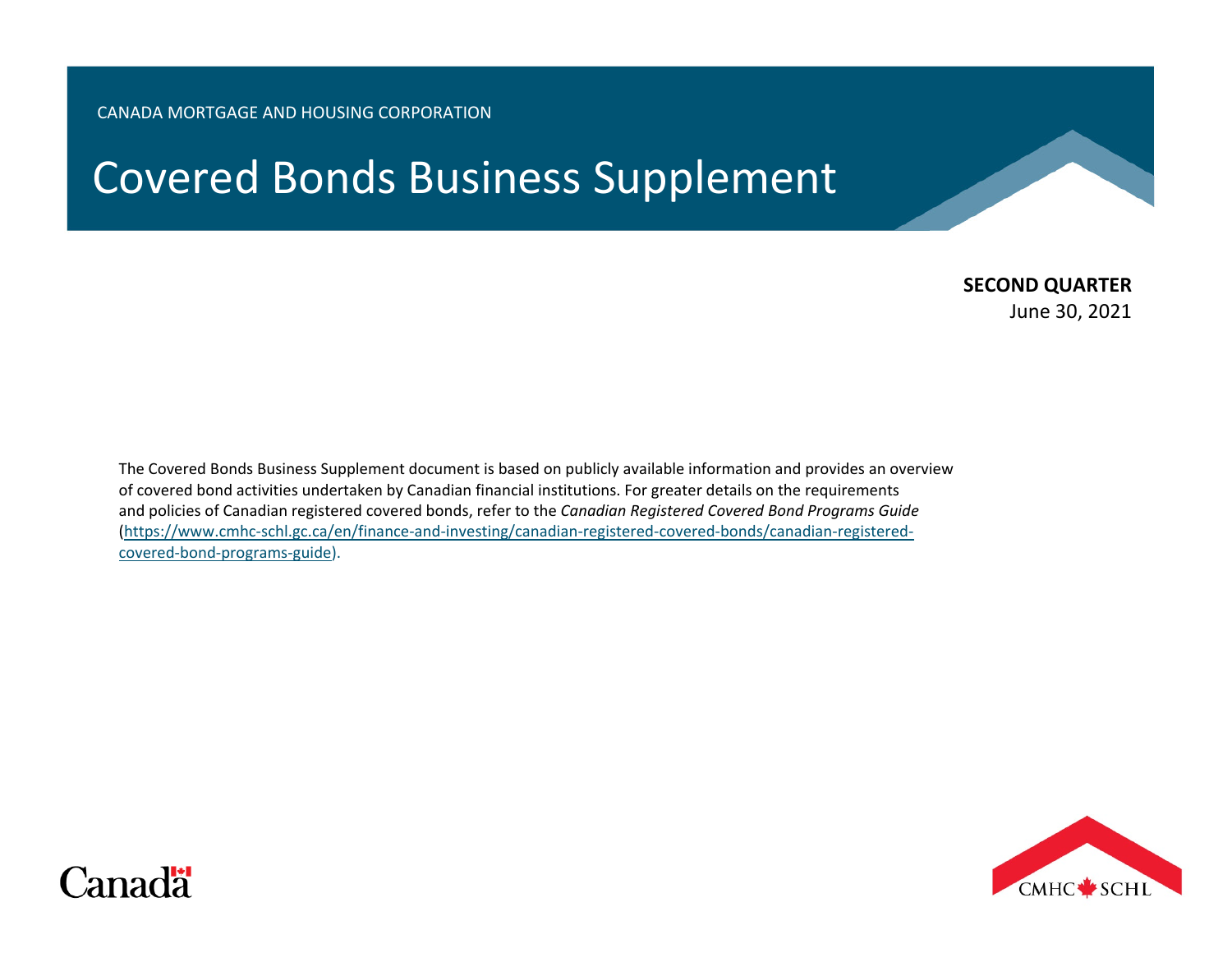CANADA MORTGAGE AND HOUSING CORPORATION

# Covered Bonds Business Supplement

**SECOND QUARTER**
June 30, 2021

The Covered Bonds Business Supplement document is based on publicly available information and provides an overview of covered bond activities undertaken by Canadian financial institutions. For greater details on the requirements and policies of Canadian registered covered bonds, refer to the *Canadian Registered Covered Bond Programs Guide* (https://www.cmhc-schl.gc.ca/en/finance-and-investing/canadian-registered-covered-bonds/canadian-registered-covered-bond-programs-guide).

Canada

CMHC SCHL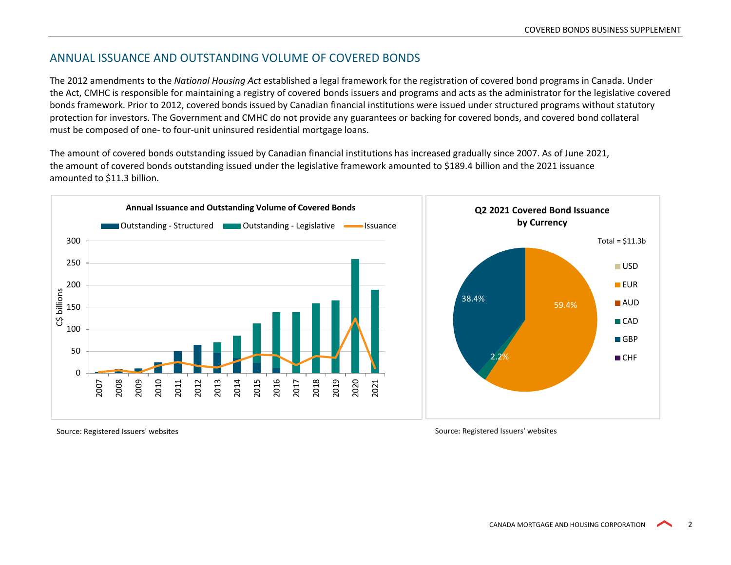## ANNUAL ISSUANCE AND OUTSTANDING VOLUME OF COVERED BONDS

The 2012 amendments to the *National Housing Act* established a legal framework for the registration of covered bond programs in Canada. Under the Act, CMHC is responsible for maintaining a registry of covered bonds issuers and programs and acts as the administrator for the legislative covered bonds framework. Prior to 2012, covered bonds issued by Canadian financial institutions were issued under structured programs without statutory protection for investors. The Government and CMHC do not provide any guarantees or backing for covered bonds, and covered bond collateral must be composed of one- to four-unit uninsured residential mortgage loans.

The amount of covered bonds outstanding issued by Canadian financial institutions has increased gradually since 2007. As of June 2021, the amount of covered bonds outstanding issued under the legislative framework amounted to $189.4 billion and the 2021 issuance amounted to $11.3 billion.

**Annual Issuance and Outstanding Volume of Covered Bonds**

Legend: Outstanding - Structured; Outstanding - Legislative; Issuance

Y-axis: C$ billions (0–300). X-axis: 2007–2021.

Source: Registered Issuers' websites

**Q2 2021 Covered Bond Issuance by Currency**

Total = $11.3b

| Currency | Share |
| --- | --- |
| EUR | 59.4% |
| GBP | 38.4% |
| CAD | 2.2% |

Legend: USD, EUR, AUD, CAD, GBP, CHF

Source: Registered Issuers' websites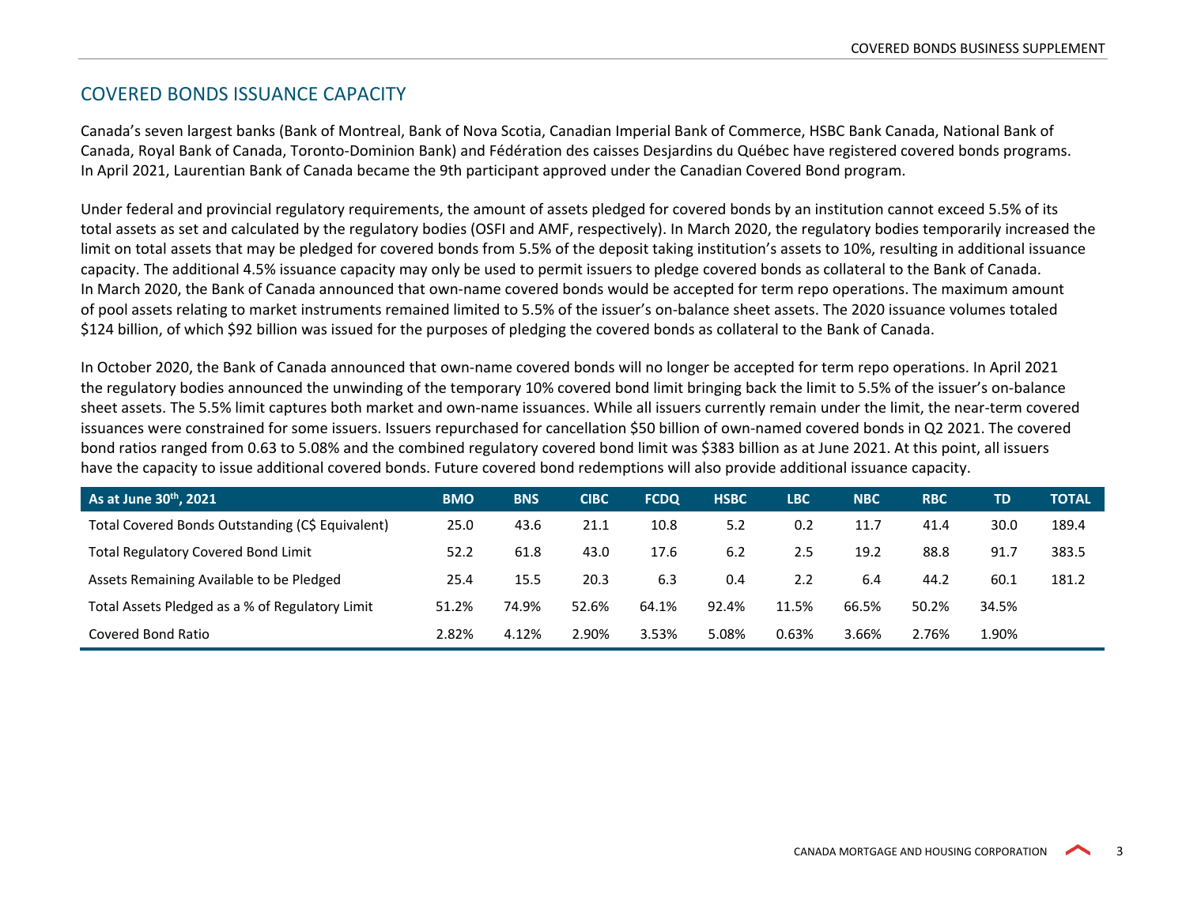## COVERED BONDS ISSUANCE CAPACITY

Canada's seven largest banks (Bank of Montreal, Bank of Nova Scotia, Canadian Imperial Bank of Commerce, HSBC Bank Canada, National Bank of Canada, Royal Bank of Canada, Toronto-Dominion Bank) and Fédération des caisses Desjardins du Québec have registered covered bonds programs. In April 2021, Laurentian Bank of Canada became the 9th participant approved under the Canadian Covered Bond program.

Under federal and provincial regulatory requirements, the amount of assets pledged for covered bonds by an institution cannot exceed 5.5% of its total assets as set and calculated by the regulatory bodies (OSFI and AMF, respectively). In March 2020, the regulatory bodies temporarily increased the limit on total assets that may be pledged for covered bonds from 5.5% of the deposit taking institution's assets to 10%, resulting in additional issuance capacity. The additional 4.5% issuance capacity may only be used to permit issuers to pledge covered bonds as collateral to the Bank of Canada. In March 2020, the Bank of Canada announced that own-name covered bonds would be accepted for term repo operations. The maximum amount of pool assets relating to market instruments remained limited to 5.5% of the issuer's on-balance sheet assets. The 2020 issuance volumes totaled $124 billion, of which $92 billion was issued for the purposes of pledging the covered bonds as collateral to the Bank of Canada.

In October 2020, the Bank of Canada announced that own-name covered bonds will no longer be accepted for term repo operations. In April 2021 the regulatory bodies announced the unwinding of the temporary 10% covered bond limit bringing back the limit to 5.5% of the issuer's on-balance sheet assets. The 5.5% limit captures both market and own-name issuances. While all issuers currently remain under the limit, the near-term covered issuances were constrained for some issuers. Issuers repurchased for cancellation $50 billion of own-named covered bonds in Q2 2021. The covered bond ratios ranged from 0.63 to 5.08% and the combined regulatory covered bond limit was $383 billion as at June 2021. At this point, all issuers have the capacity to issue additional covered bonds. Future covered bond redemptions will also provide additional issuance capacity.

| As at June 30th, 2021 | BMO | BNS | CIBC | FCDQ | HSBC | LBC | NBC | RBC | TD | TOTAL |
|---|---|---|---|---|---|---|---|---|---|---|
| Total Covered Bonds Outstanding (C$ Equivalent) | 25.0 | 43.6 | 21.1 | 10.8 | 5.2 | 0.2 | 11.7 | 41.4 | 30.0 | 189.4 |
| Total Regulatory Covered Bond Limit | 52.2 | 61.8 | 43.0 | 17.6 | 6.2 | 2.5 | 19.2 | 88.8 | 91.7 | 383.5 |
| Assets Remaining Available to be Pledged | 25.4 | 15.5 | 20.3 | 6.3 | 0.4 | 2.2 | 6.4 | 44.2 | 60.1 | 181.2 |
| Total Assets Pledged as a % of Regulatory Limit | 51.2% | 74.9% | 52.6% | 64.1% | 92.4% | 11.5% | 66.5% | 50.2% | 34.5% | |
| Covered Bond Ratio | 2.82% | 4.12% | 2.90% | 3.53% | 5.08% | 0.63% | 3.66% | 2.76% | 1.90% | |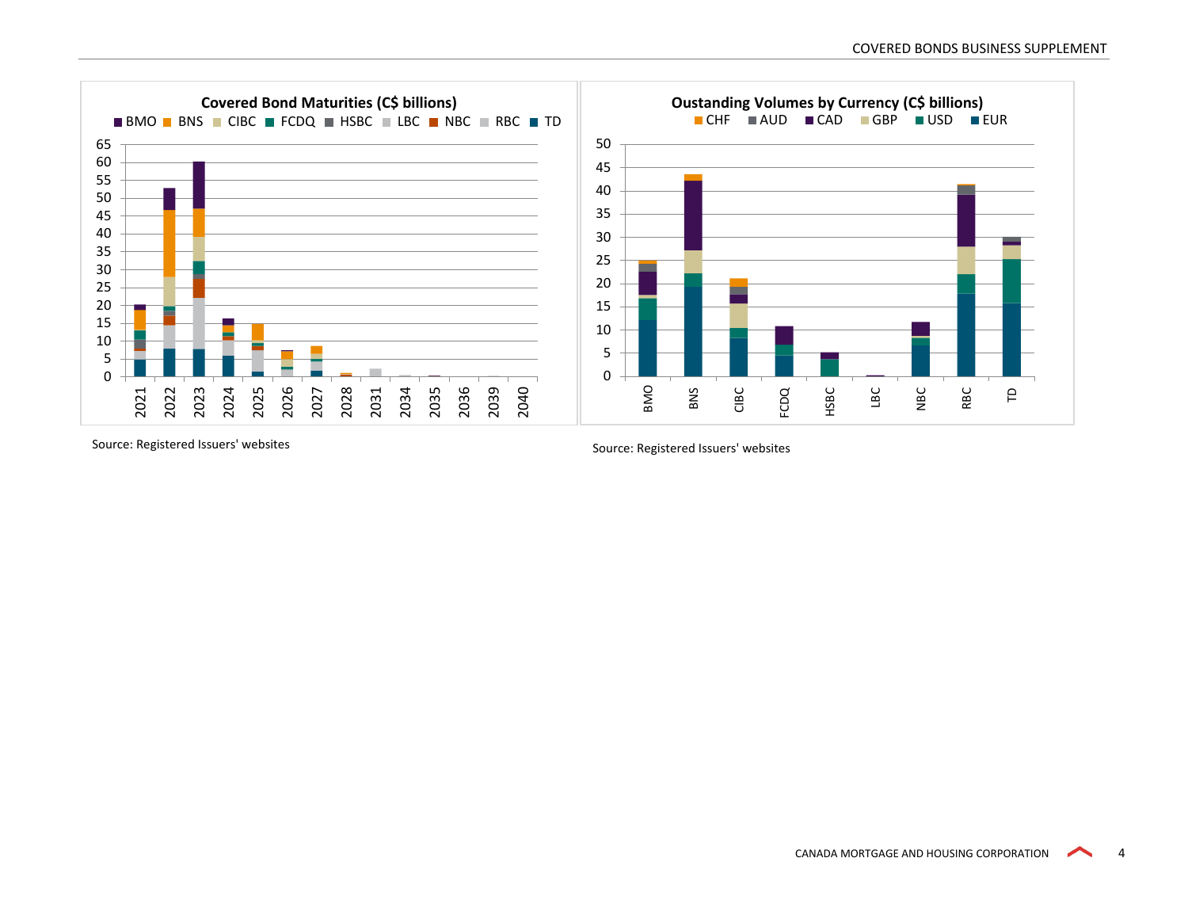**Covered Bond Maturities (C$ billions)**

BMO BNS CIBC FCDQ HSBC LBC NBC RBC TD

Source: Registered Issuers' websites

**Oustanding Volumes by Currency (C$ billions)**

CHF AUD CAD GBP USD EUR

Source: Registered Issuers' websites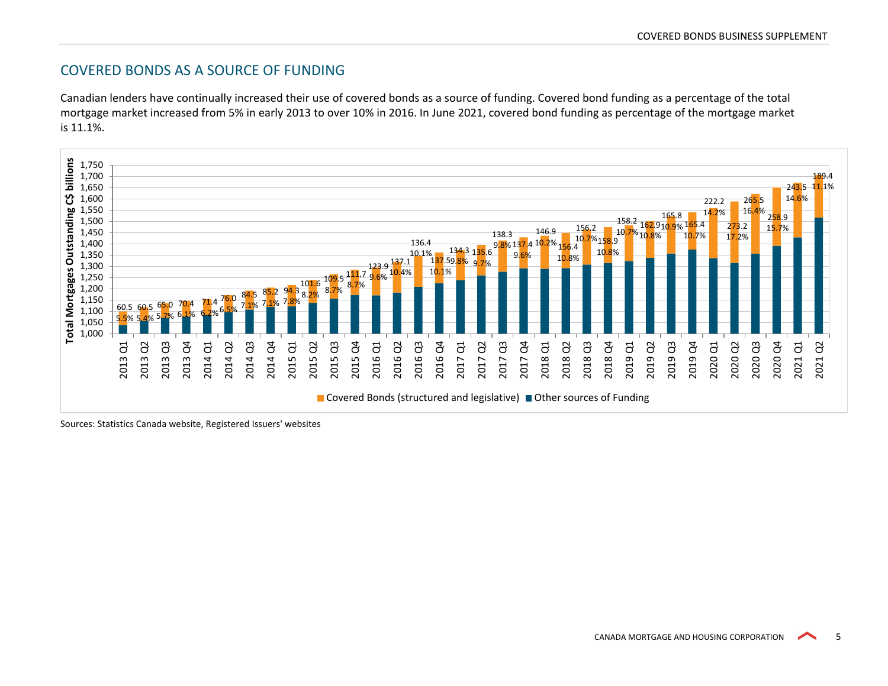## COVERED BONDS AS A SOURCE OF FUNDING

Canadian lenders have continually increased their use of covered bonds as a source of funding. Covered bond funding as a percentage of the total mortgage market increased from 5% in early 2013 to over 10% in 2016. In June 2021, covered bond funding as percentage of the mortgage market is 11.1%.

Total Mortgages Outstanding C$ billions — Covered Bonds (structured and legislative) and Other sources of Funding

| Quarter | Covered Bonds (C$ billions) | % of Total Mortgages |
|---|---|---|
| 2013 Q1 | 60.5 | 5.5% |
| 2013 Q2 | 60.5 | 5.4% |
| 2013 Q3 | 65.0 | 5.7% |
| 2013 Q4 | 70.4 | 6.1% |
| 2014 Q1 | 71.4 | 6.2% |
| 2014 Q2 | 76.0 | 6.5% |
| 2014 Q3 | 84.5 | 7.1% |
| 2014 Q4 | 85.2 | 7.1% |
| 2015 Q1 | 94.3 | 7.8% |
| 2015 Q2 | 101.6 | 8.2% |
| 2015 Q3 | 109.5 | 8.7% |
| 2015 Q4 | 111.7 | 8.7% |
| 2016 Q1 | 123.9 | 9.6% |
| 2016 Q2 | 137.1 | 10.4% |
| 2016 Q3 | 136.4 | 10.1% |
| 2016 Q4 | 137.5 | 10.1% |
| 2017 Q1 | 134.3 | 9.8% |
| 2017 Q2 | 135.6 | 9.7% |
| 2017 Q3 | 138.3 | 9.8% |
| 2017 Q4 | 137.4 | 9.6% |
| 2018 Q1 | 146.9 | 10.2% |
| 2018 Q2 | 156.4 | 10.8% |
| 2018 Q3 | 156.2 | 10.7% |
| 2018 Q4 | 158.9 | 10.8% |
| 2019 Q1 | 158.2 | 10.7% |
| 2019 Q2 | 162.9 | 10.8% |
| 2019 Q3 | 165.8 | 10.9% |
| 2019 Q4 | 165.4 | 10.7% |
| 2020 Q1 | 222.2 | 14.2% |
| 2020 Q2 | 273.2 | 17.2% |
| 2020 Q3 | 265.5 | 16.4% |
| 2020 Q4 | 258.9 | 15.7% |
| 2021 Q1 | 243.5 | 14.6% |
| 2021 Q2 | 189.4 | 11.1% |

Sources: Statistics Canada website, Registered Issuers' websites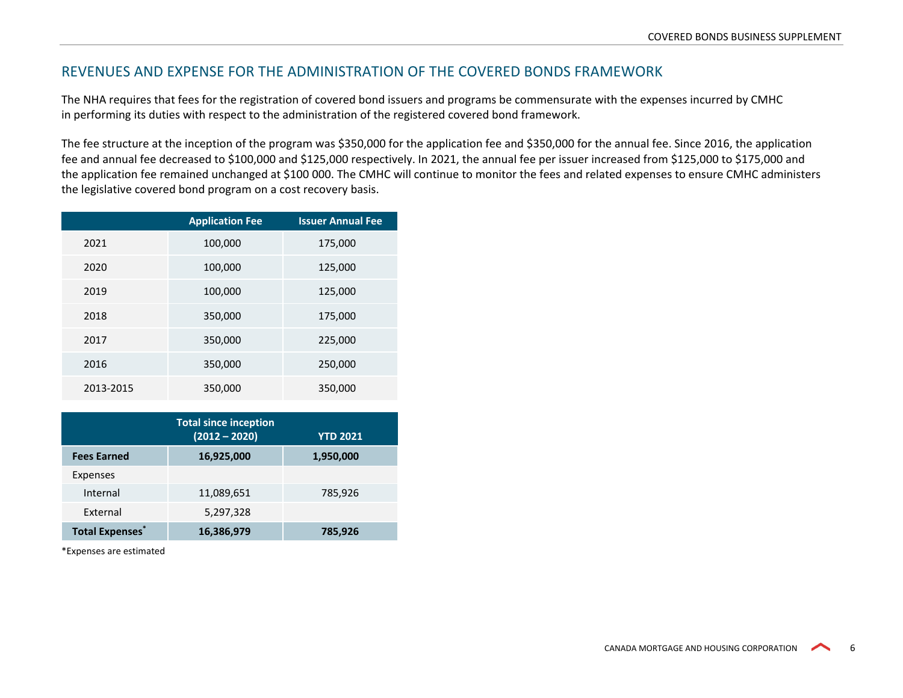## REVENUES AND EXPENSE FOR THE ADMINISTRATION OF THE COVERED BONDS FRAMEWORK

The NHA requires that fees for the registration of covered bond issuers and programs be commensurate with the expenses incurred by CMHC in performing its duties with respect to the administration of the registered covered bond framework.

The fee structure at the inception of the program was $350,000 for the application fee and $350,000 for the annual fee. Since 2016, the application fee and annual fee decreased to $100,000 and $125,000 respectively. In 2021, the annual fee per issuer increased from $125,000 to $175,000 and the application fee remained unchanged at $100 000. The CMHC will continue to monitor the fees and related expenses to ensure CMHC administers the legislative covered bond program on a cost recovery basis.

| | Application Fee | Issuer Annual Fee |
|---|---|---|
| 2021 | 100,000 | 175,000 |
| 2020 | 100,000 | 125,000 |
| 2019 | 100,000 | 125,000 |
| 2018 | 350,000 | 175,000 |
| 2017 | 350,000 | 225,000 |
| 2016 | 350,000 | 250,000 |
| 2013-2015 | 350,000 | 350,000 |

| | Total since inception (2012 – 2020) | YTD 2021 |
|---|---|---|
| **Fees Earned** | **16,925,000** | **1,950,000** |
| Expenses | | |
| Internal | 11,089,651 | 785,926 |
| External | 5,297,328 | |
| **Total Expenses*** | **16,386,979** | **785,926** |

*Expenses are estimated